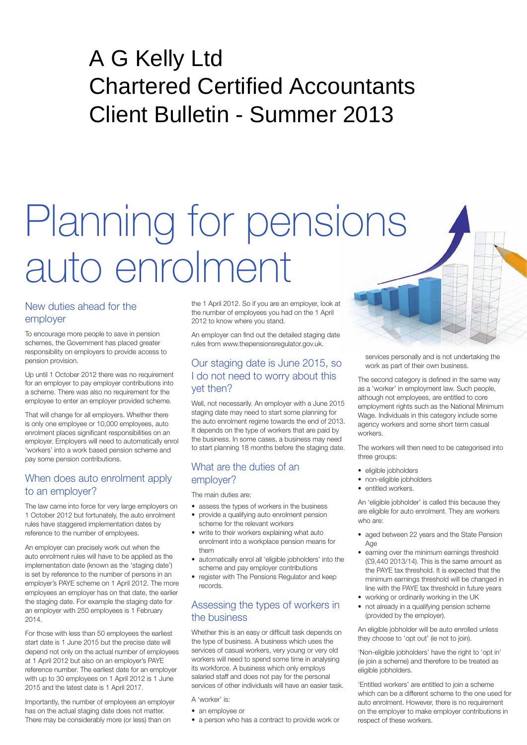# A G Kelly Ltd
# Chartered Certified Accountants
# Client Bulletin - Summer 2013

# Planning for pensions auto enrolment

## New duties ahead for the employer

To encourage more people to save in pension schemes, the Government has placed greater responsibility on employers to provide access to pension provision.

Up until 1 October 2012 there was no requirement for an employer to pay employer contributions into a scheme. There was also no requirement for the employee to enter an employer provided scheme.

That will change for all employers. Whether there is only one employee or 10,000 employees, auto enrolment places significant responsibilities on an employer. Employers will need to automatically enrol 'workers' into a work based pension scheme and pay some pension contributions.

## When does auto enrolment apply to an employer?

The law came into force for very large employers on 1 October 2012 but fortunately, the auto enrolment rules have staggered implementation dates by reference to the number of employees.

An employer can precisely work out when the auto enrolment rules will have to be applied as the implementation date (known as the 'staging date') is set by reference to the number of persons in an employer's PAYE scheme on 1 April 2012. The more employees an employer has on that date, the earlier the staging date. For example the staging date for an employer with 250 employees is 1 February 2014.

For those with less than 50 employees the earliest start date is 1 June 2015 but the precise date will depend not only on the actual number of employees at 1 April 2012 but also on an employer's PAYE reference number. The earliest date for an employer with up to 30 employees on 1 April 2012 is 1 June 2015 and the latest date is 1 April 2017.

Importantly, the number of employees an employer has on the actual staging date does not matter. There may be considerably more (or less) than on the 1 April 2012. So if you are an employer, look at the number of employees you had on the 1 April 2012 to know where you stand.

An employer can find out the detailed staging date rules from www.thepensionsregulator.gov.uk.

## Our staging date is June 2015, so I do not need to worry about this yet then?

Well, not necessarily. An employer with a June 2015 staging date may need to start some planning for the auto enrolment regime towards the end of 2013. It depends on the type of workers that are paid by the business. In some cases, a business may need to start planning 18 months before the staging date.

## What are the duties of an employer?

The main duties are:

- assess the types of workers in the business
- provide a qualifying auto enrolment pension scheme for the relevant workers
- write to their workers explaining what auto enrolment into a workplace pension means for them
- automatically enrol all 'eligible jobholders' into the scheme and pay employer contributions
- register with The Pensions Regulator and keep records.

## Assessing the types of workers in the business

Whether this is an easy or difficult task depends on the type of business. A business which uses the services of casual workers, very young or very old workers will need to spend some time in analysing its workforce. A business which only employs salaried staff and does not pay for the personal services of other individuals will have an easier task.

A 'worker' is:

- an employee or
- a person who has a contract to provide work or services personally and is not undertaking the work as part of their own business.

The second category is defined in the same way as a 'worker' in employment law. Such people, although not employees, are entitled to core employment rights such as the National Minimum Wage. Individuals in this category include some agency workers and some short term casual workers.

The workers will then need to be categorised into three groups:

- eligible jobholders
- non-eligible jobholders
- entitled workers.

An 'eligible jobholder' is called this because they are eligible for auto enrolment. They are workers who are:

- aged between 22 years and the State Pension Age
- earning over the minimum earnings threshold (£9,440 2013/14). This is the same amount as the PAYE tax threshold. It is expected that the minimum earnings threshold will be changed in line with the PAYE tax threshold in future years
- working or ordinarily working in the UK
- not already in a qualifying pension scheme (provided by the employer).

An eligible jobholder will be auto enrolled unless they choose to 'opt out' (ie not to join).

'Non-eligible jobholders' have the right to 'opt in' (ie join a scheme) and therefore to be treated as eligible jobholders.

'Entitled workers' are entitled to join a scheme which can be a different scheme to the one used for auto enrolment. However, there is no requirement on the employer to make employer contributions in respect of these workers.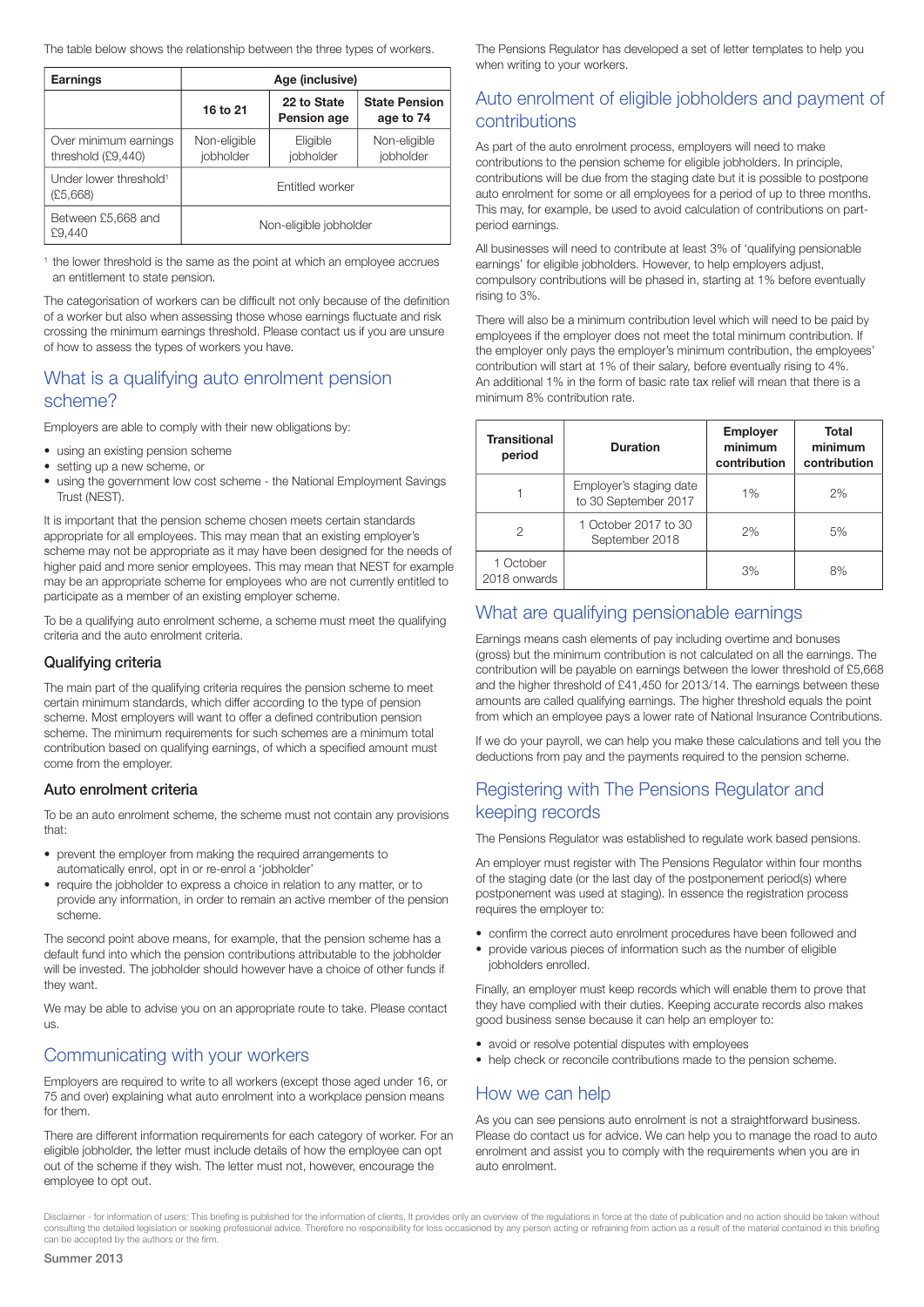The table below shows the relationship between the three types of workers.

| Earnings | Age (inclusive) | | |
|---|---|---|---|
| | 16 to 21 | 22 to State Pension age | State Pension age to 74 |
| Over minimum earnings threshold (£9,440) | Non-eligible jobholder | Eligible jobholder | Non-eligible jobholder |
| Under lower threshold[1] (£5,668) | Entitled worker | | |
| Between £5,668 and £9,440 | Non-eligible jobholder | | |

[1] the lower threshold is the same as the point at which an employee accrues an entitlement to state pension.

The categorisation of workers can be difficult not only because of the definition of a worker but also when assessing those whose earnings fluctuate and risk crossing the minimum earnings threshold. Please contact us if you are unsure of how to assess the types of workers you have.

## What is a qualifying auto enrolment pension scheme?

Employers are able to comply with their new obligations by:

- using an existing pension scheme
- setting up a new scheme, or
- using the government low cost scheme - the National Employment Savings Trust (NEST).

It is important that the pension scheme chosen meets certain standards appropriate for all employees. This may mean that an existing employer's scheme may not be appropriate as it may have been designed for the needs of higher paid and more senior employees. This may mean that NEST for example may be an appropriate scheme for employees who are not currently entitled to participate as a member of an existing employer scheme.

To be a qualifying auto enrolment scheme, a scheme must meet the qualifying criteria and the auto enrolment criteria.

### Qualifying criteria

The main part of the qualifying criteria requires the pension scheme to meet certain minimum standards, which differ according to the type of pension scheme. Most employers will want to offer a defined contribution pension scheme. The minimum requirements for such schemes are a minimum total contribution based on qualifying earnings, of which a specified amount must come from the employer.

### Auto enrolment criteria

To be an auto enrolment scheme, the scheme must not contain any provisions that:

- prevent the employer from making the required arrangements to automatically enrol, opt in or re-enrol a 'jobholder'
- require the jobholder to express a choice in relation to any matter, or to provide any information, in order to remain an active member of the pension scheme.

The second point above means, for example, that the pension scheme has a default fund into which the pension contributions attributable to the jobholder will be invested. The jobholder should however have a choice of other funds if they want.

We may be able to advise you on an appropriate route to take. Please contact us.

## Communicating with your workers

Employers are required to write to all workers (except those aged under 16, or 75 and over) explaining what auto enrolment into a workplace pension means for them.

There are different information requirements for each category of worker. For an eligible jobholder, the letter must include details of how the employee can opt out of the scheme if they wish. The letter must not, however, encourage the employee to opt out.

The Pensions Regulator has developed a set of letter templates to help you when writing to your workers.

## Auto enrolment of eligible jobholders and payment of contributions

As part of the auto enrolment process, employers will need to make contributions to the pension scheme for eligible jobholders. In principle, contributions will be due from the staging date but it is possible to postpone auto enrolment for some or all employees for a period of up to three months. This may, for example, be used to avoid calculation of contributions on part-period earnings.

All businesses will need to contribute at least 3% of 'qualifying pensionable earnings' for eligible jobholders. However, to help employers adjust, compulsory contributions will be phased in, starting at 1% before eventually rising to 3%.

There will also be a minimum contribution level which will need to be paid by employees if the employer does not meet the total minimum contribution. If the employer only pays the employer's minimum contribution, the employees' contribution will start at 1% of their salary, before eventually rising to 4%. An additional 1% in the form of basic rate tax relief will mean that there is a minimum 8% contribution rate.

| Transitional period | Duration | Employer minimum contribution | Total minimum contribution |
|---|---|---|---|
| 1 | Employer's staging date to 30 September 2017 | 1% | 2% |
| 2 | 1 October 2017 to 30 September 2018 | 2% | 5% |
| 1 October 2018 onwards | | 3% | 8% |

## What are qualifying pensionable earnings

Earnings means cash elements of pay including overtime and bonuses (gross) but the minimum contribution is not calculated on all the earnings. The contribution will be payable on earnings between the lower threshold of £5,668 and the higher threshold of £41,450 for 2013/14. The earnings between these amounts are called qualifying earnings. The higher threshold equals the point from which an employee pays a lower rate of National Insurance Contributions.

If we do your payroll, we can help you make these calculations and tell you the deductions from pay and the payments required to the pension scheme.

## Registering with The Pensions Regulator and keeping records

The Pensions Regulator was established to regulate work based pensions.

An employer must register with The Pensions Regulator within four months of the staging date (or the last day of the postponement period(s) where postponement was used at staging). In essence the registration process requires the employer to:

- confirm the correct auto enrolment procedures have been followed and
- provide various pieces of information such as the number of eligible jobholders enrolled.

Finally, an employer must keep records which will enable them to prove that they have complied with their duties. Keeping accurate records also makes good business sense because it can help an employer to:

- avoid or resolve potential disputes with employees
- help check or reconcile contributions made to the pension scheme.

## How we can help

As you can see pensions auto enrolment is not a straightforward business. Please do contact us for advice. We can help you to manage the road to auto enrolment and assist you to comply with the requirements when you are in auto enrolment.

Disclaimer - for information of users: This briefing is published for the information of clients. It provides only an overview of the regulations in force at the date of publication and no action should be taken without consulting the detailed legislation or seeking professional advice. Therefore no responsibility for loss occasioned by any person acting or refraining from action as a result of the material contained in this briefing can be accepted by the authors or the firm.

Summer 2013